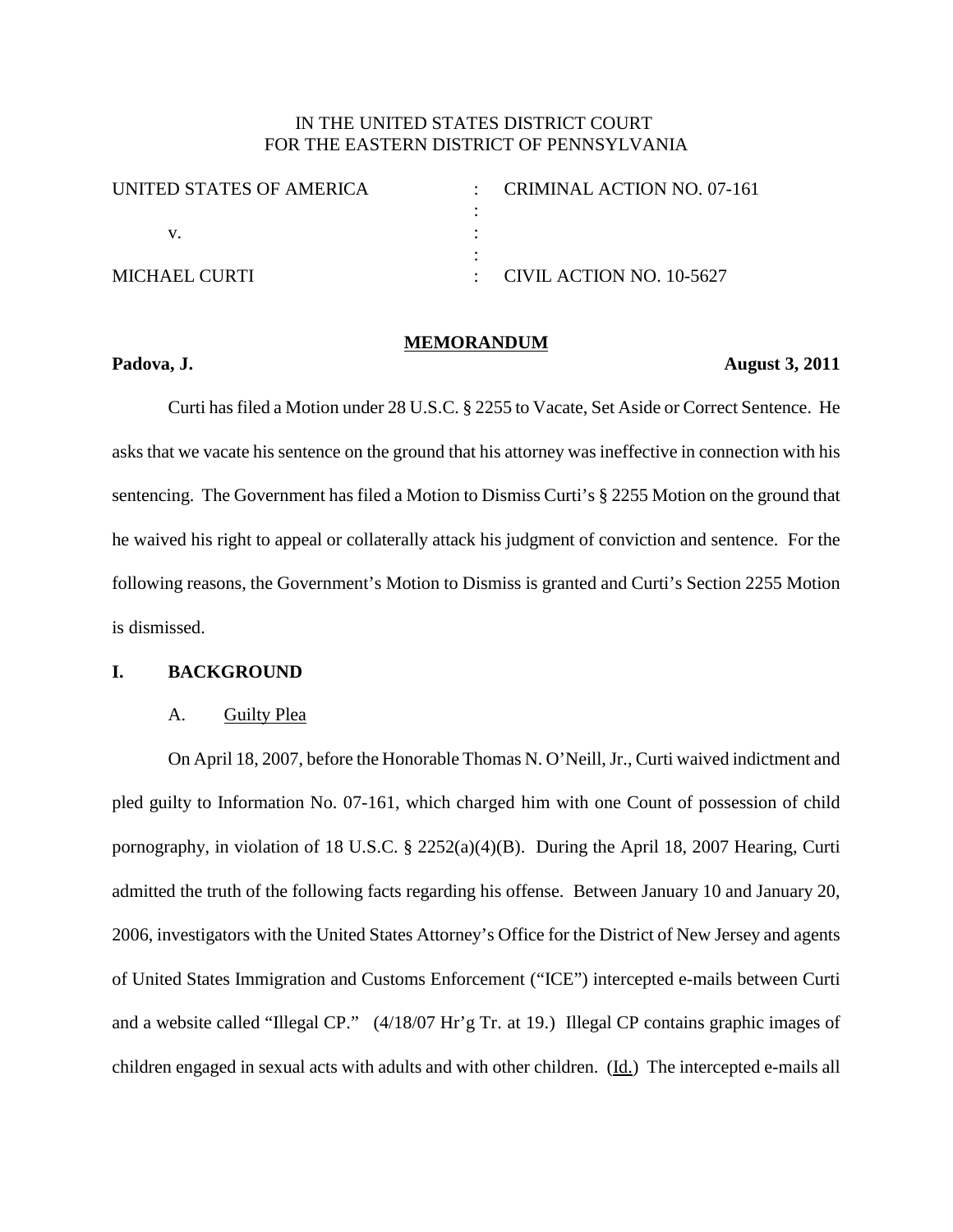IN THE UNITED STATES DISTRICT COURT
FOR THE EASTERN DISTRICT OF PENNSYLVANIA

| | | |
|---|---|---|
| UNITED STATES OF AMERICA | : | CRIMINAL ACTION NO. 07-161 |
| | : | |
| v. | : | |
| | : | |
| MICHAEL CURTI | : | CIVIL ACTION NO. 10-5627 |

**MEMORANDUM**

**Padova, J.** **August 3, 2011**

Curti has filed a Motion under 28 U.S.C. § 2255 to Vacate, Set Aside or Correct Sentence. He asks that we vacate his sentence on the ground that his attorney was ineffective in connection with his sentencing. The Government has filed a Motion to Dismiss Curti's § 2255 Motion on the ground that he waived his right to appeal or collaterally attack his judgment of conviction and sentence. For the following reasons, the Government's Motion to Dismiss is granted and Curti's Section 2255 Motion is dismissed.

## I. BACKGROUND

### A. Guilty Plea

On April 18, 2007, before the Honorable Thomas N. O'Neill, Jr., Curti waived indictment and pled guilty to Information No. 07-161, which charged him with one Count of possession of child pornography, in violation of 18 U.S.C. § 2252(a)(4)(B). During the April 18, 2007 Hearing, Curti admitted the truth of the following facts regarding his offense. Between January 10 and January 20, 2006, investigators with the United States Attorney's Office for the District of New Jersey and agents of United States Immigration and Customs Enforcement ("ICE") intercepted e-mails between Curti and a website called "Illegal CP." (4/18/07 Hr'g Tr. at 19.) Illegal CP contains graphic images of children engaged in sexual acts with adults and with other children. (Id.) The intercepted e-mails all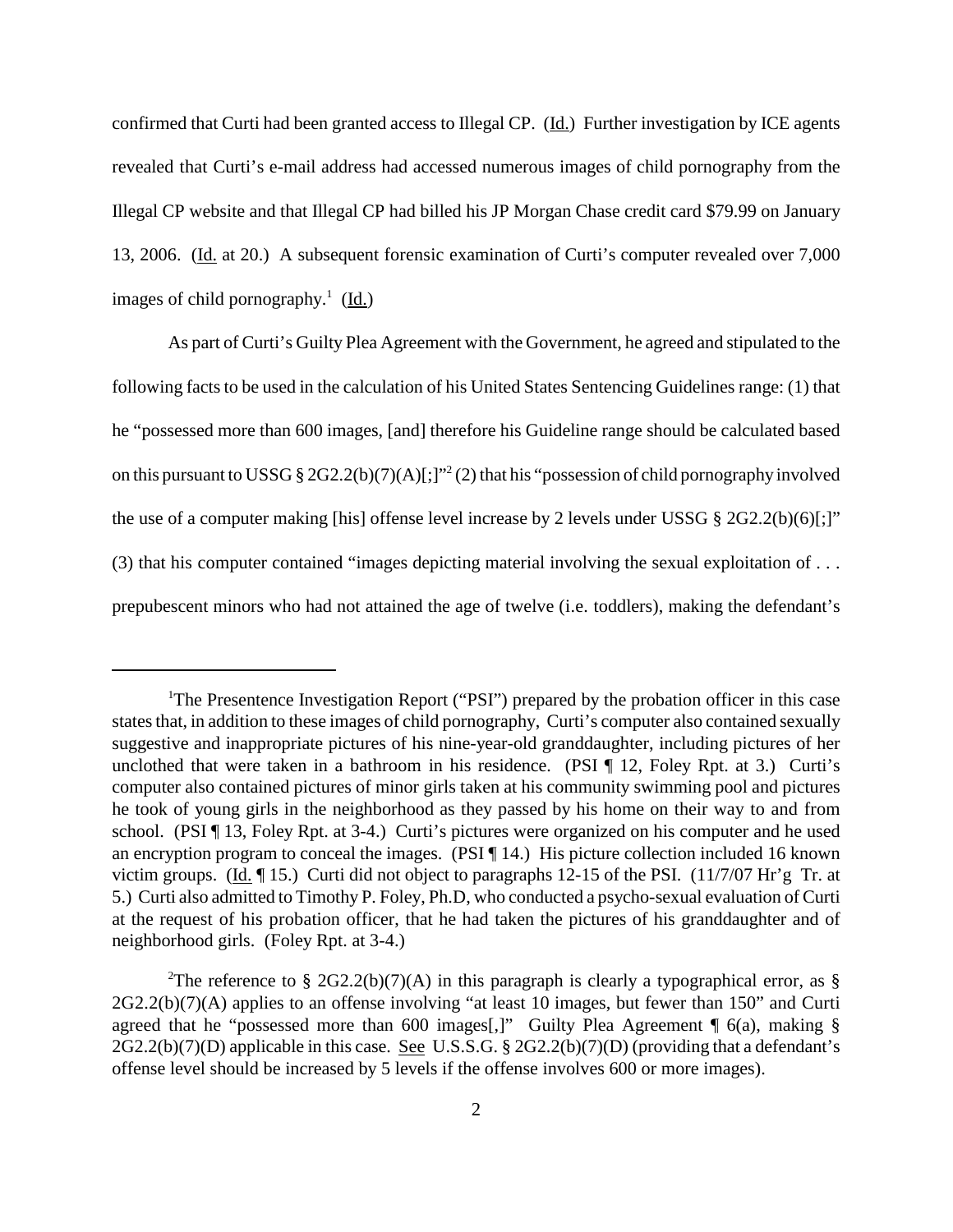confirmed that Curti had been granted access to Illegal CP. (Id.) Further investigation by ICE agents revealed that Curti's e-mail address had accessed numerous images of child pornography from the Illegal CP website and that Illegal CP had billed his JP Morgan Chase credit card $79.99 on January 13, 2006. (Id. at 20.) A subsequent forensic examination of Curti's computer revealed over 7,000 images of child pornography.[1] (Id.)

As part of Curti's Guilty Plea Agreement with the Government, he agreed and stipulated to the following facts to be used in the calculation of his United States Sentencing Guidelines range: (1) that he "possessed more than 600 images, [and] therefore his Guideline range should be calculated based on this pursuant to USSG § 2G2.2(b)(7)(A)[;]"[2] (2) that his "possession of child pornography involved the use of a computer making [his] offense level increase by 2 levels under USSG § 2G2.2(b)(6)[;]" (3) that his computer contained "images depicting material involving the sexual exploitation of . . . prepubescent minors who had not attained the age of twelve (i.e. toddlers), making the defendant's

---

[1] The Presentence Investigation Report ("PSI") prepared by the probation officer in this case states that, in addition to these images of child pornography, Curti's computer also contained sexually suggestive and inappropriate pictures of his nine-year-old granddaughter, including pictures of her unclothed that were taken in a bathroom in his residence. (PSI ¶ 12, Foley Rpt. at 3.) Curti's computer also contained pictures of minor girls taken at his community swimming pool and pictures he took of young girls in the neighborhood as they passed by his home on their way to and from school. (PSI ¶ 13, Foley Rpt. at 3-4.) Curti's pictures were organized on his computer and he used an encryption program to conceal the images. (PSI ¶ 14.) His picture collection included 16 known victim groups. (Id. ¶ 15.) Curti did not object to paragraphs 12-15 of the PSI. (11/7/07 Hr'g Tr. at 5.) Curti also admitted to Timothy P. Foley, Ph.D, who conducted a psycho-sexual evaluation of Curti at the request of his probation officer, that he had taken the pictures of his granddaughter and of neighborhood girls. (Foley Rpt. at 3-4.)

[2] The reference to § 2G2.2(b)(7)(A) in this paragraph is clearly a typographical error, as § 2G2.2(b)(7)(A) applies to an offense involving "at least 10 images, but fewer than 150" and Curti agreed that he "possessed more than 600 images[,]" Guilty Plea Agreement ¶ 6(a), making § 2G2.2(b)(7)(D) applicable in this case. See U.S.S.G. § 2G2.2(b)(7)(D) (providing that a defendant's offense level should be increased by 5 levels if the offense involves 600 or more images).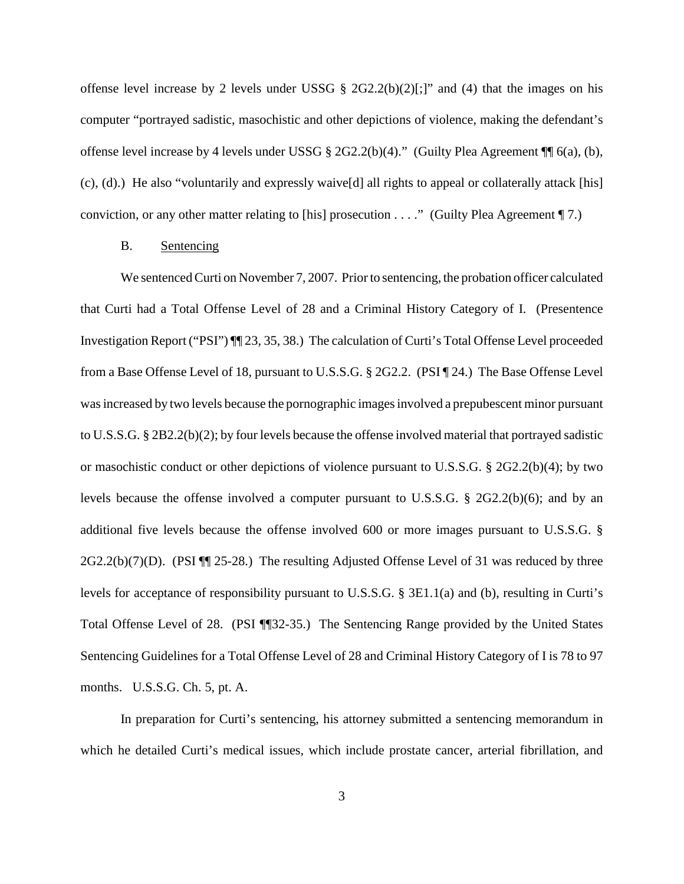offense level increase by 2 levels under USSG § 2G2.2(b)(2)[;]" and (4) that the images on his computer "portrayed sadistic, masochistic and other depictions of violence, making the defendant's offense level increase by 4 levels under USSG § 2G2.2(b)(4)." (Guilty Plea Agreement ¶¶ 6(a), (b), (c), (d).) He also "voluntarily and expressly waive[d] all rights to appeal or collaterally attack [his] conviction, or any other matter relating to [his] prosecution . . . ." (Guilty Plea Agreement ¶ 7.)

B. Sentencing

We sentenced Curti on November 7, 2007. Prior to sentencing, the probation officer calculated that Curti had a Total Offense Level of 28 and a Criminal History Category of I. (Presentence Investigation Report ("PSI") ¶¶ 23, 35, 38.) The calculation of Curti's Total Offense Level proceeded from a Base Offense Level of 18, pursuant to U.S.S.G. § 2G2.2. (PSI ¶ 24.) The Base Offense Level was increased by two levels because the pornographic images involved a prepubescent minor pursuant to U.S.S.G. § 2B2.2(b)(2); by four levels because the offense involved material that portrayed sadistic or masochistic conduct or other depictions of violence pursuant to U.S.S.G. § 2G2.2(b)(4); by two levels because the offense involved a computer pursuant to U.S.S.G. § 2G2.2(b)(6); and by an additional five levels because the offense involved 600 or more images pursuant to U.S.S.G. § 2G2.2(b)(7)(D). (PSI ¶¶ 25-28.) The resulting Adjusted Offense Level of 31 was reduced by three levels for acceptance of responsibility pursuant to U.S.S.G. § 3E1.1(a) and (b), resulting in Curti's Total Offense Level of 28. (PSI ¶¶32-35.) The Sentencing Range provided by the United States Sentencing Guidelines for a Total Offense Level of 28 and Criminal History Category of I is 78 to 97 months. U.S.S.G. Ch. 5, pt. A.

In preparation for Curti's sentencing, his attorney submitted a sentencing memorandum in which he detailed Curti's medical issues, which include prostate cancer, arterial fibrillation, and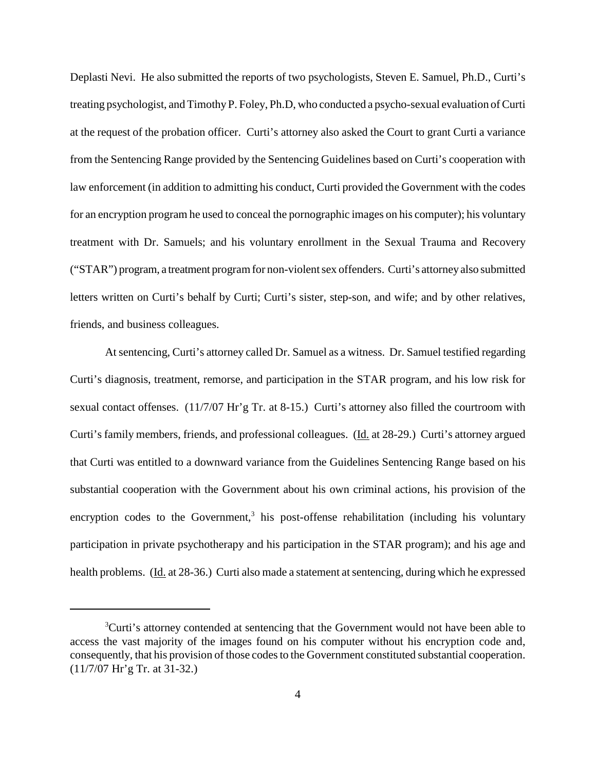Deplasti Nevi. He also submitted the reports of two psychologists, Steven E. Samuel, Ph.D., Curti's treating psychologist, and Timothy P. Foley, Ph.D, who conducted a psycho-sexual evaluation of Curti at the request of the probation officer. Curti's attorney also asked the Court to grant Curti a variance from the Sentencing Range provided by the Sentencing Guidelines based on Curti's cooperation with law enforcement (in addition to admitting his conduct, Curti provided the Government with the codes for an encryption program he used to conceal the pornographic images on his computer); his voluntary treatment with Dr. Samuels; and his voluntary enrollment in the Sexual Trauma and Recovery ("STAR") program, a treatment program for non-violent sex offenders. Curti's attorney also submitted letters written on Curti's behalf by Curti; Curti's sister, step-son, and wife; and by other relatives, friends, and business colleagues.

At sentencing, Curti's attorney called Dr. Samuel as a witness. Dr. Samuel testified regarding Curti's diagnosis, treatment, remorse, and participation in the STAR program, and his low risk for sexual contact offenses. (11/7/07 Hr'g Tr. at 8-15.) Curti's attorney also filled the courtroom with Curti's family members, friends, and professional colleagues. (Id. at 28-29.) Curti's attorney argued that Curti was entitled to a downward variance from the Guidelines Sentencing Range based on his substantial cooperation with the Government about his own criminal actions, his provision of the encryption codes to the Government,[3] his post-offense rehabilitation (including his voluntary participation in private psychotherapy and his participation in the STAR program); and his age and health problems. (Id. at 28-36.) Curti also made a statement at sentencing, during which he expressed

[3] Curti's attorney contended at sentencing that the Government would not have been able to access the vast majority of the images found on his computer without his encryption code and, consequently, that his provision of those codes to the Government constituted substantial cooperation. (11/7/07 Hr'g Tr. at 31-32.)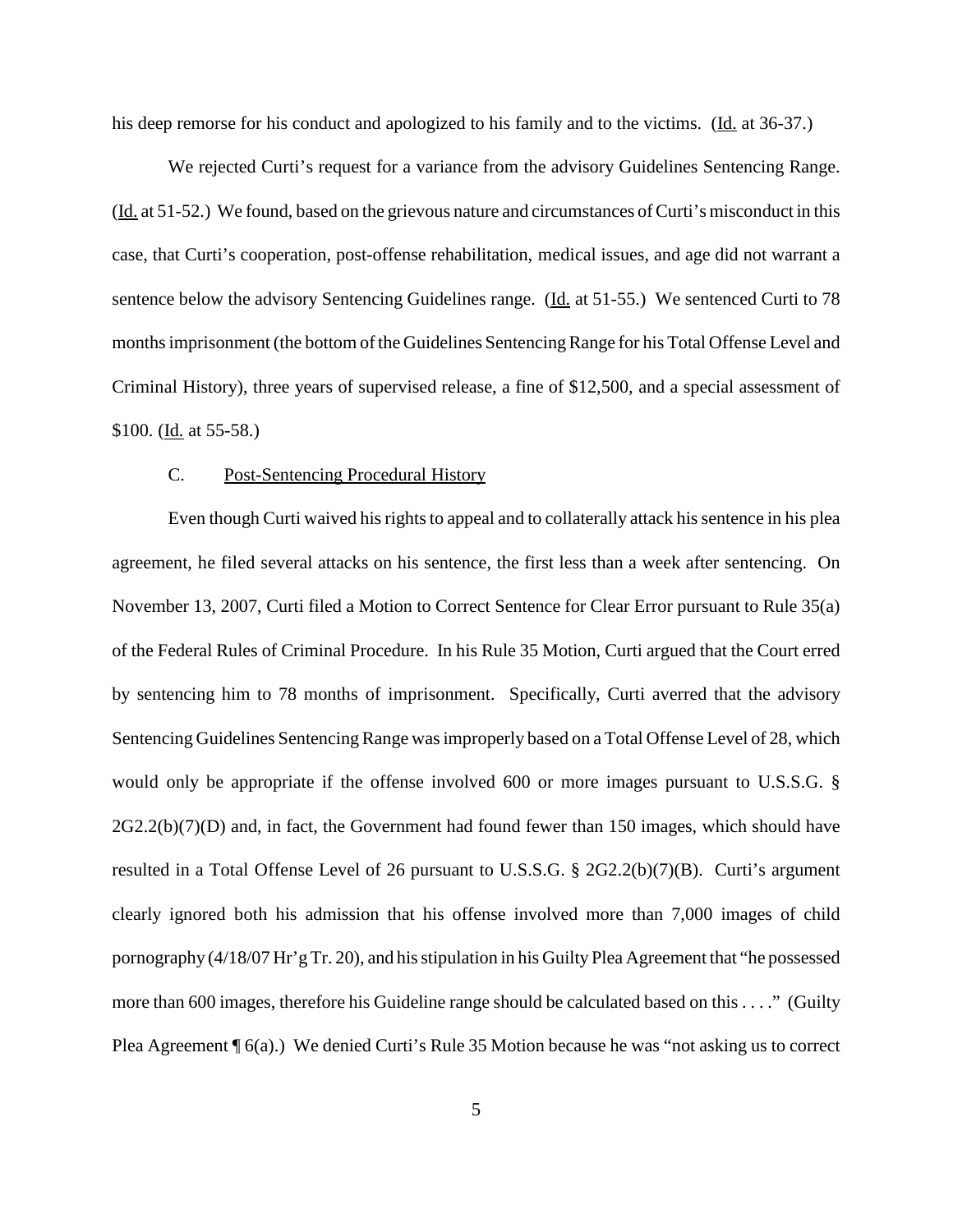his deep remorse for his conduct and apologized to his family and to the victims. (Id. at 36-37.)

We rejected Curti's request for a variance from the advisory Guidelines Sentencing Range. (Id. at 51-52.) We found, based on the grievous nature and circumstances of Curti's misconduct in this case, that Curti's cooperation, post-offense rehabilitation, medical issues, and age did not warrant a sentence below the advisory Sentencing Guidelines range. (Id. at 51-55.) We sentenced Curti to 78 months imprisonment (the bottom of the Guidelines Sentencing Range for his Total Offense Level and Criminal History), three years of supervised release, a fine of $12,500, and a special assessment of $100. (Id. at 55-58.)

### C. Post-Sentencing Procedural History

Even though Curti waived his rights to appeal and to collaterally attack his sentence in his plea agreement, he filed several attacks on his sentence, the first less than a week after sentencing. On November 13, 2007, Curti filed a Motion to Correct Sentence for Clear Error pursuant to Rule 35(a) of the Federal Rules of Criminal Procedure. In his Rule 35 Motion, Curti argued that the Court erred by sentencing him to 78 months of imprisonment. Specifically, Curti averred that the advisory Sentencing Guidelines Sentencing Range was improperly based on a Total Offense Level of 28, which would only be appropriate if the offense involved 600 or more images pursuant to U.S.S.G. § 2G2.2(b)(7)(D) and, in fact, the Government had found fewer than 150 images, which should have resulted in a Total Offense Level of 26 pursuant to U.S.S.G. § 2G2.2(b)(7)(B). Curti's argument clearly ignored both his admission that his offense involved more than 7,000 images of child pornography (4/18/07 Hr'g Tr. 20), and his stipulation in his Guilty Plea Agreement that "he possessed more than 600 images, therefore his Guideline range should be calculated based on this . . . ." (Guilty Plea Agreement ¶ 6(a).) We denied Curti's Rule 35 Motion because he was "not asking us to correct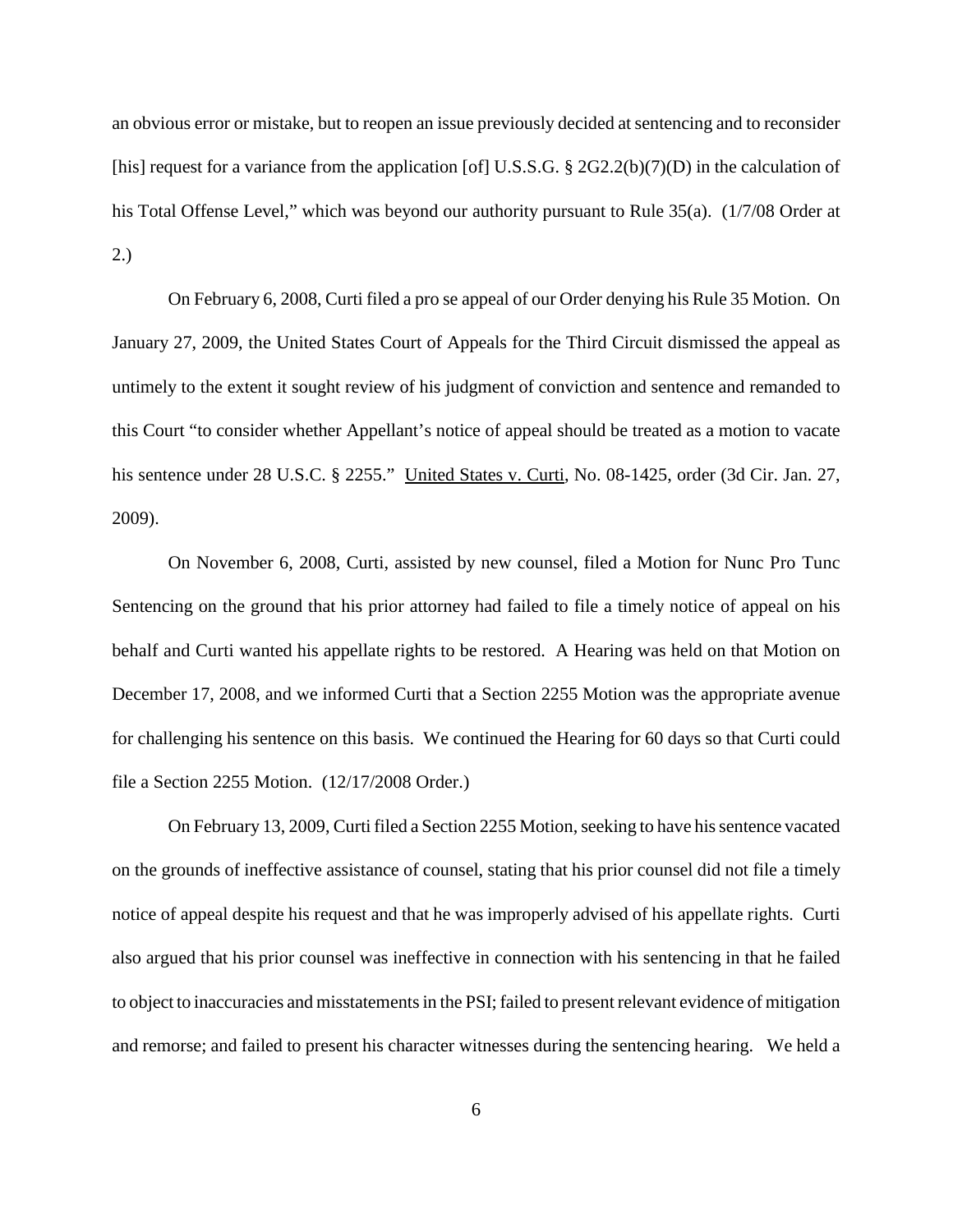an obvious error or mistake, but to reopen an issue previously decided at sentencing and to reconsider [his] request for a variance from the application [of] U.S.S.G. § 2G2.2(b)(7)(D) in the calculation of his Total Offense Level," which was beyond our authority pursuant to Rule 35(a). (1/7/08 Order at 2.)

On February 6, 2008, Curti filed a pro se appeal of our Order denying his Rule 35 Motion. On January 27, 2009, the United States Court of Appeals for the Third Circuit dismissed the appeal as untimely to the extent it sought review of his judgment of conviction and sentence and remanded to this Court "to consider whether Appellant's notice of appeal should be treated as a motion to vacate his sentence under 28 U.S.C. § 2255." United States v. Curti, No. 08-1425, order (3d Cir. Jan. 27, 2009).

On November 6, 2008, Curti, assisted by new counsel, filed a Motion for Nunc Pro Tunc Sentencing on the ground that his prior attorney had failed to file a timely notice of appeal on his behalf and Curti wanted his appellate rights to be restored. A Hearing was held on that Motion on December 17, 2008, and we informed Curti that a Section 2255 Motion was the appropriate avenue for challenging his sentence on this basis. We continued the Hearing for 60 days so that Curti could file a Section 2255 Motion. (12/17/2008 Order.)

On February 13, 2009, Curti filed a Section 2255 Motion, seeking to have his sentence vacated on the grounds of ineffective assistance of counsel, stating that his prior counsel did not file a timely notice of appeal despite his request and that he was improperly advised of his appellate rights. Curti also argued that his prior counsel was ineffective in connection with his sentencing in that he failed to object to inaccuracies and misstatements in the PSI; failed to present relevant evidence of mitigation and remorse; and failed to present his character witnesses during the sentencing hearing. We held a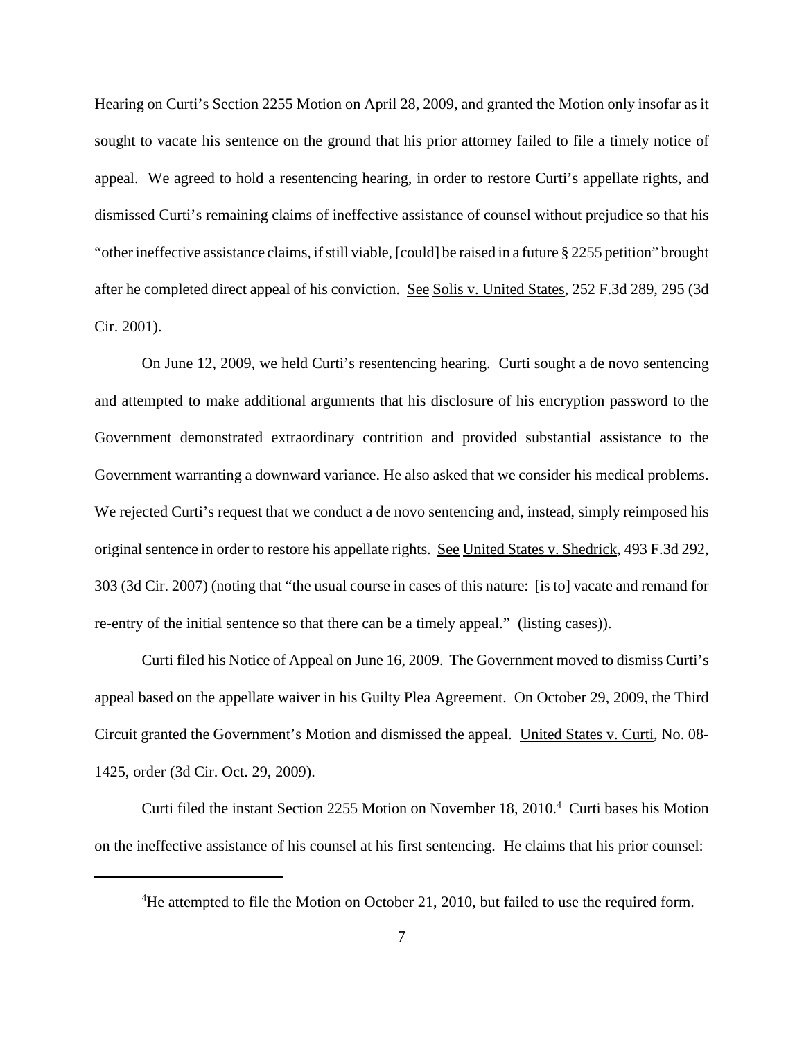Hearing on Curti's Section 2255 Motion on April 28, 2009, and granted the Motion only insofar as it sought to vacate his sentence on the ground that his prior attorney failed to file a timely notice of appeal. We agreed to hold a resentencing hearing, in order to restore Curti's appellate rights, and dismissed Curti's remaining claims of ineffective assistance of counsel without prejudice so that his "other ineffective assistance claims, if still viable, [could] be raised in a future § 2255 petition" brought after he completed direct appeal of his conviction. See Solis v. United States, 252 F.3d 289, 295 (3d Cir. 2001).

On June 12, 2009, we held Curti's resentencing hearing. Curti sought a de novo sentencing and attempted to make additional arguments that his disclosure of his encryption password to the Government demonstrated extraordinary contrition and provided substantial assistance to the Government warranting a downward variance. He also asked that we consider his medical problems. We rejected Curti's request that we conduct a de novo sentencing and, instead, simply reimposed his original sentence in order to restore his appellate rights. See United States v. Shedrick, 493 F.3d 292, 303 (3d Cir. 2007) (noting that "the usual course in cases of this nature: [is to] vacate and remand for re-entry of the initial sentence so that there can be a timely appeal." (listing cases)).

Curti filed his Notice of Appeal on June 16, 2009. The Government moved to dismiss Curti's appeal based on the appellate waiver in his Guilty Plea Agreement. On October 29, 2009, the Third Circuit granted the Government's Motion and dismissed the appeal. United States v. Curti, No. 08-1425, order (3d Cir. Oct. 29, 2009).

Curti filed the instant Section 2255 Motion on November 18, 2010.[4] Curti bases his Motion on the ineffective assistance of his counsel at his first sentencing. He claims that his prior counsel:

---

[4]He attempted to file the Motion on October 21, 2010, but failed to use the required form.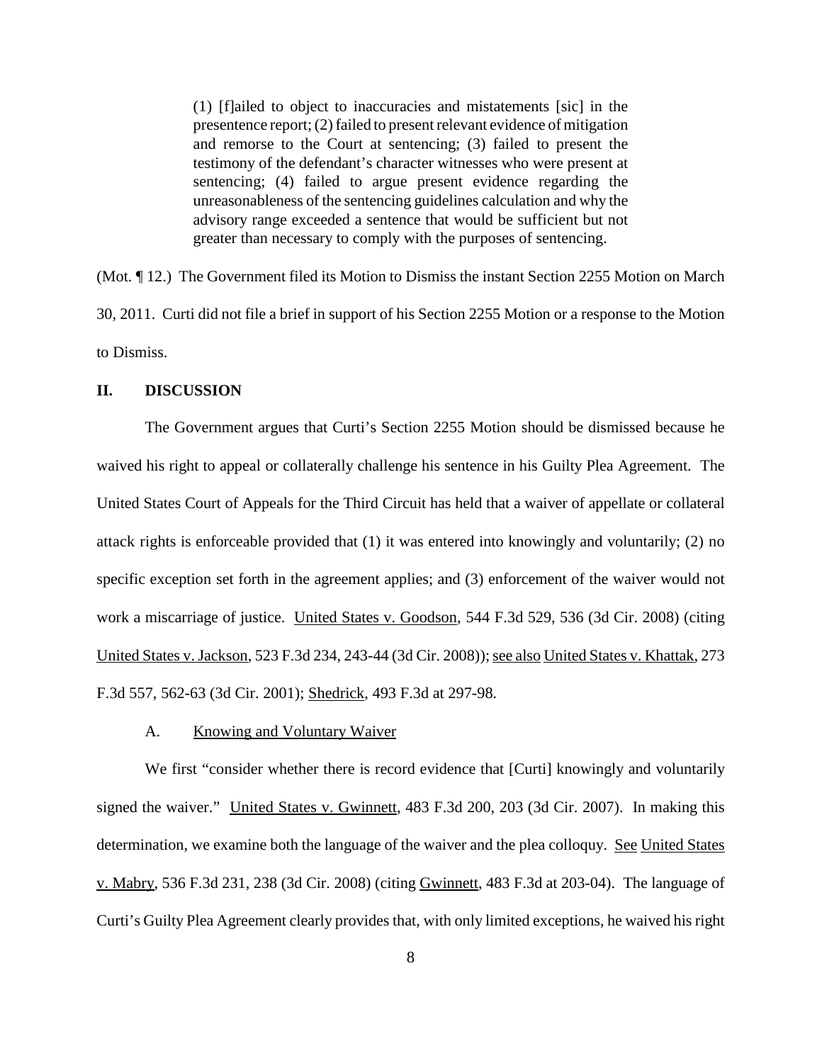> (1) [f]ailed to object to inaccuracies and mistatements [sic] in the presentence report; (2) failed to present relevant evidence of mitigation and remorse to the Court at sentencing; (3) failed to present the testimony of the defendant's character witnesses who were present at sentencing; (4) failed to argue present evidence regarding the unreasonableness of the sentencing guidelines calculation and why the advisory range exceeded a sentence that would be sufficient but not greater than necessary to comply with the purposes of sentencing.

(Mot. ¶ 12.) The Government filed its Motion to Dismiss the instant Section 2255 Motion on March 30, 2011. Curti did not file a brief in support of his Section 2255 Motion or a response to the Motion to Dismiss.

## II. DISCUSSION

The Government argues that Curti's Section 2255 Motion should be dismissed because he waived his right to appeal or collaterally challenge his sentence in his Guilty Plea Agreement. The United States Court of Appeals for the Third Circuit has held that a waiver of appellate or collateral attack rights is enforceable provided that (1) it was entered into knowingly and voluntarily; (2) no specific exception set forth in the agreement applies; and (3) enforcement of the waiver would not work a miscarriage of justice. United States v. Goodson, 544 F.3d 529, 536 (3d Cir. 2008) (citing United States v. Jackson, 523 F.3d 234, 243-44 (3d Cir. 2008)); see also United States v. Khattak, 273 F.3d 557, 562-63 (3d Cir. 2001); Shedrick, 493 F.3d at 297-98.

### A. Knowing and Voluntary Waiver

We first "consider whether there is record evidence that [Curti] knowingly and voluntarily signed the waiver." United States v. Gwinnett, 483 F.3d 200, 203 (3d Cir. 2007). In making this determination, we examine both the language of the waiver and the plea colloquy. See United States v. Mabry, 536 F.3d 231, 238 (3d Cir. 2008) (citing Gwinnett, 483 F.3d at 203-04). The language of Curti's Guilty Plea Agreement clearly provides that, with only limited exceptions, he waived his right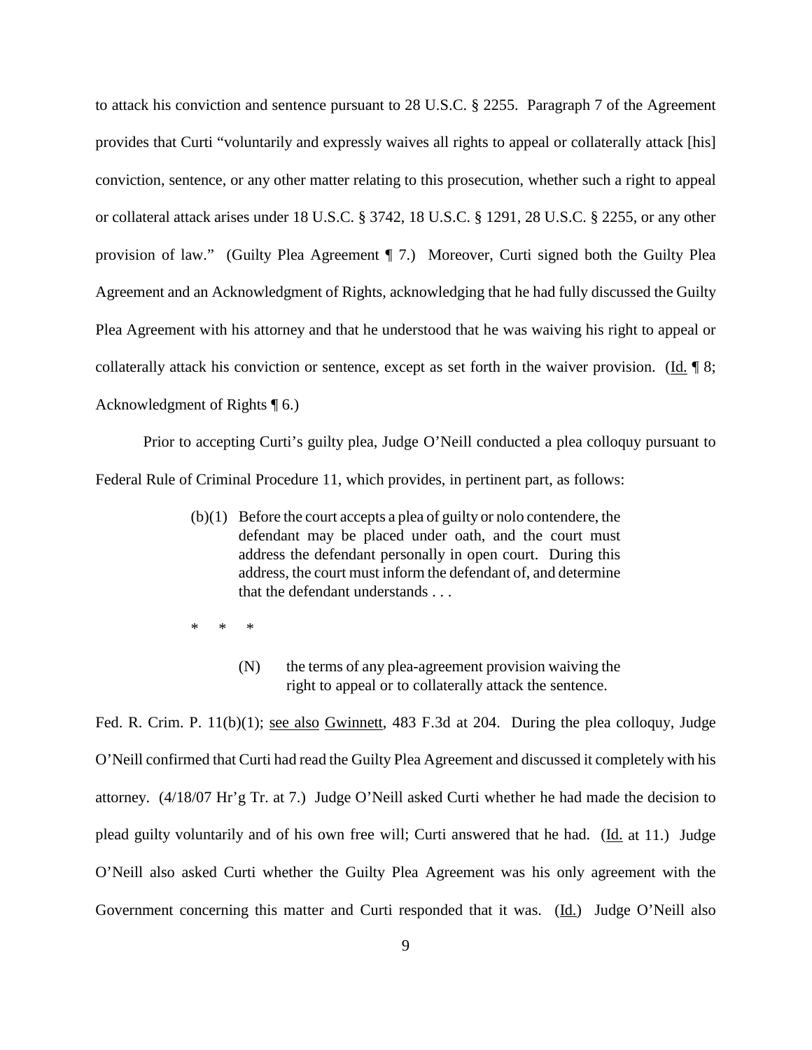to attack his conviction and sentence pursuant to 28 U.S.C. § 2255. Paragraph 7 of the Agreement provides that Curti "voluntarily and expressly waives all rights to appeal or collaterally attack [his] conviction, sentence, or any other matter relating to this prosecution, whether such a right to appeal or collateral attack arises under 18 U.S.C. § 3742, 18 U.S.C. § 1291, 28 U.S.C. § 2255, or any other provision of law." (Guilty Plea Agreement ¶ 7.) Moreover, Curti signed both the Guilty Plea Agreement and an Acknowledgment of Rights, acknowledging that he had fully discussed the Guilty Plea Agreement with his attorney and that he understood that he was waiving his right to appeal or collaterally attack his conviction or sentence, except as set forth in the waiver provision. (Id. ¶ 8; Acknowledgment of Rights ¶ 6.)

Prior to accepting Curti's guilty plea, Judge O'Neill conducted a plea colloquy pursuant to Federal Rule of Criminal Procedure 11, which provides, in pertinent part, as follows:

> (b)(1) Before the court accepts a plea of guilty or nolo contendere, the defendant may be placed under oath, and the court must address the defendant personally in open court. During this address, the court must inform the defendant of, and determine that the defendant understands . . .
>
> \* \* \*
>
> (N) the terms of any plea-agreement provision waiving the right to appeal or to collaterally attack the sentence.

Fed. R. Crim. P. 11(b)(1); see also Gwinnett, 483 F.3d at 204. During the plea colloquy, Judge O'Neill confirmed that Curti had read the Guilty Plea Agreement and discussed it completely with his attorney. (4/18/07 Hr'g Tr. at 7.) Judge O'Neill asked Curti whether he had made the decision to plead guilty voluntarily and of his own free will; Curti answered that he had. (Id. at 11.) Judge O'Neill also asked Curti whether the Guilty Plea Agreement was his only agreement with the Government concerning this matter and Curti responded that it was. (Id.) Judge O'Neill also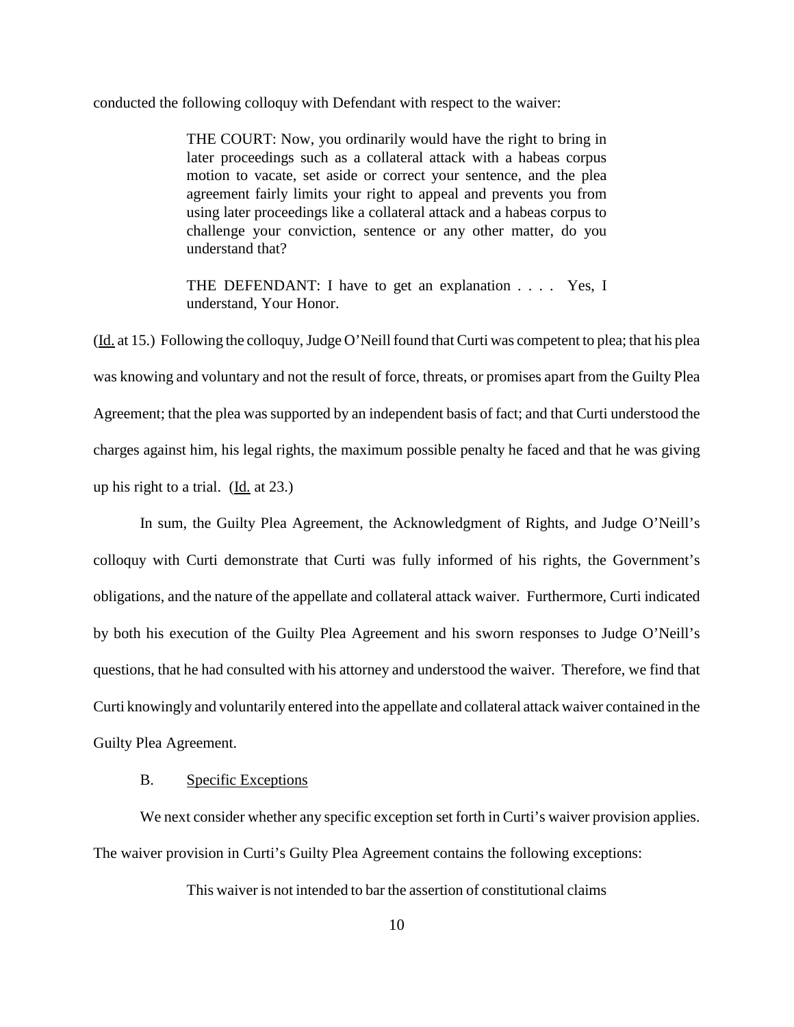conducted the following colloquy with Defendant with respect to the waiver:

> THE COURT: Now, you ordinarily would have the right to bring in later proceedings such as a collateral attack with a habeas corpus motion to vacate, set aside or correct your sentence, and the plea agreement fairly limits your right to appeal and prevents you from using later proceedings like a collateral attack and a habeas corpus to challenge your conviction, sentence or any other matter, do you understand that?
>
> THE DEFENDANT: I have to get an explanation . . . . Yes, I understand, Your Honor.

(Id. at 15.) Following the colloquy, Judge O'Neill found that Curti was competent to plea; that his plea was knowing and voluntary and not the result of force, threats, or promises apart from the Guilty Plea Agreement; that the plea was supported by an independent basis of fact; and that Curti understood the charges against him, his legal rights, the maximum possible penalty he faced and that he was giving up his right to a trial. (Id. at 23.)

In sum, the Guilty Plea Agreement, the Acknowledgment of Rights, and Judge O'Neill's colloquy with Curti demonstrate that Curti was fully informed of his rights, the Government's obligations, and the nature of the appellate and collateral attack waiver. Furthermore, Curti indicated by both his execution of the Guilty Plea Agreement and his sworn responses to Judge O'Neill's questions, that he had consulted with his attorney and understood the waiver. Therefore, we find that Curti knowingly and voluntarily entered into the appellate and collateral attack waiver contained in the Guilty Plea Agreement.

### B. Specific Exceptions

We next consider whether any specific exception set forth in Curti's waiver provision applies. The waiver provision in Curti's Guilty Plea Agreement contains the following exceptions:

> This waiver is not intended to bar the assertion of constitutional claims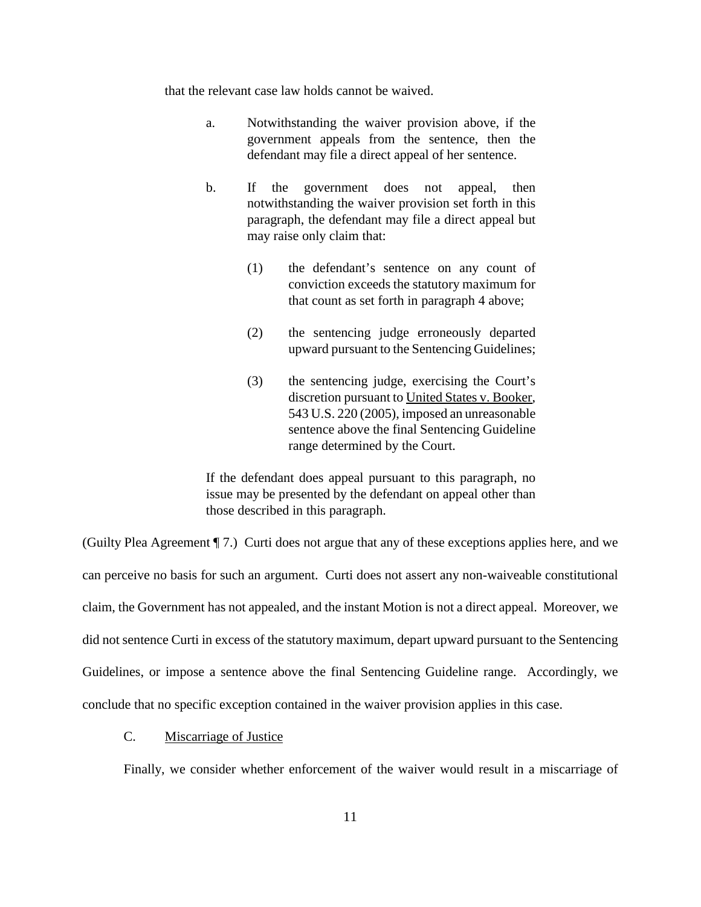that the relevant case law holds cannot be waived.

> a. Notwithstanding the waiver provision above, if the government appeals from the sentence, then the defendant may file a direct appeal of her sentence.
>
> b. If the government does not appeal, then notwithstanding the waiver provision set forth in this paragraph, the defendant may file a direct appeal but may raise only claim that:
>
> > (1) the defendant's sentence on any count of conviction exceeds the statutory maximum for that count as set forth in paragraph 4 above;
> >
> > (2) the sentencing judge erroneously departed upward pursuant to the Sentencing Guidelines;
> >
> > (3) the sentencing judge, exercising the Court's discretion pursuant to United States v. Booker, 543 U.S. 220 (2005), imposed an unreasonable sentence above the final Sentencing Guideline range determined by the Court.
>
> If the defendant does appeal pursuant to this paragraph, no issue may be presented by the defendant on appeal other than those described in this paragraph.

(Guilty Plea Agreement ¶ 7.) Curti does not argue that any of these exceptions applies here, and we can perceive no basis for such an argument. Curti does not assert any non-waiveable constitutional claim, the Government has not appealed, and the instant Motion is not a direct appeal. Moreover, we did not sentence Curti in excess of the statutory maximum, depart upward pursuant to the Sentencing Guidelines, or impose a sentence above the final Sentencing Guideline range. Accordingly, we conclude that no specific exception contained in the waiver provision applies in this case.

### C. Miscarriage of Justice

Finally, we consider whether enforcement of the waiver would result in a miscarriage of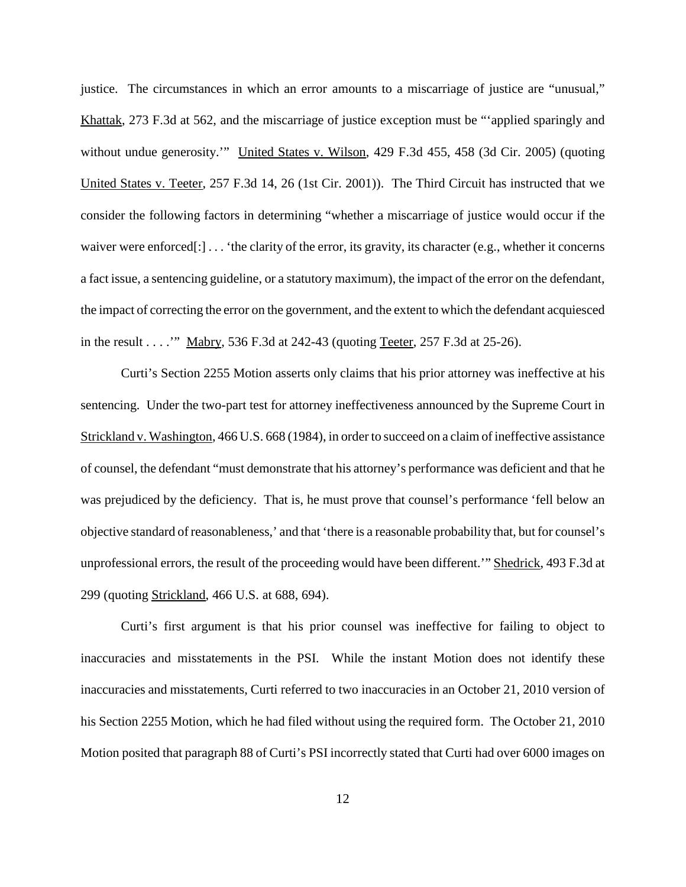justice. The circumstances in which an error amounts to a miscarriage of justice are "unusual," Khattak, 273 F.3d at 562, and the miscarriage of justice exception must be "'applied sparingly and without undue generosity.'" United States v. Wilson, 429 F.3d 455, 458 (3d Cir. 2005) (quoting United States v. Teeter, 257 F.3d 14, 26 (1st Cir. 2001)). The Third Circuit has instructed that we consider the following factors in determining "whether a miscarriage of justice would occur if the waiver were enforced[:] . . . 'the clarity of the error, its gravity, its character (e.g., whether it concerns a fact issue, a sentencing guideline, or a statutory maximum), the impact of the error on the defendant, the impact of correcting the error on the government, and the extent to which the defendant acquiesced in the result . . . .'" Mabry, 536 F.3d at 242-43 (quoting Teeter, 257 F.3d at 25-26).

Curti's Section 2255 Motion asserts only claims that his prior attorney was ineffective at his sentencing. Under the two-part test for attorney ineffectiveness announced by the Supreme Court in Strickland v. Washington, 466 U.S. 668 (1984), in order to succeed on a claim of ineffective assistance of counsel, the defendant "must demonstrate that his attorney's performance was deficient and that he was prejudiced by the deficiency. That is, he must prove that counsel's performance 'fell below an objective standard of reasonableness,' and that 'there is a reasonable probability that, but for counsel's unprofessional errors, the result of the proceeding would have been different.'" Shedrick, 493 F.3d at 299 (quoting Strickland, 466 U.S. at 688, 694).

Curti's first argument is that his prior counsel was ineffective for failing to object to inaccuracies and misstatements in the PSI. While the instant Motion does not identify these inaccuracies and misstatements, Curti referred to two inaccuracies in an October 21, 2010 version of his Section 2255 Motion, which he had filed without using the required form. The October 21, 2010 Motion posited that paragraph 88 of Curti's PSI incorrectly stated that Curti had over 6000 images on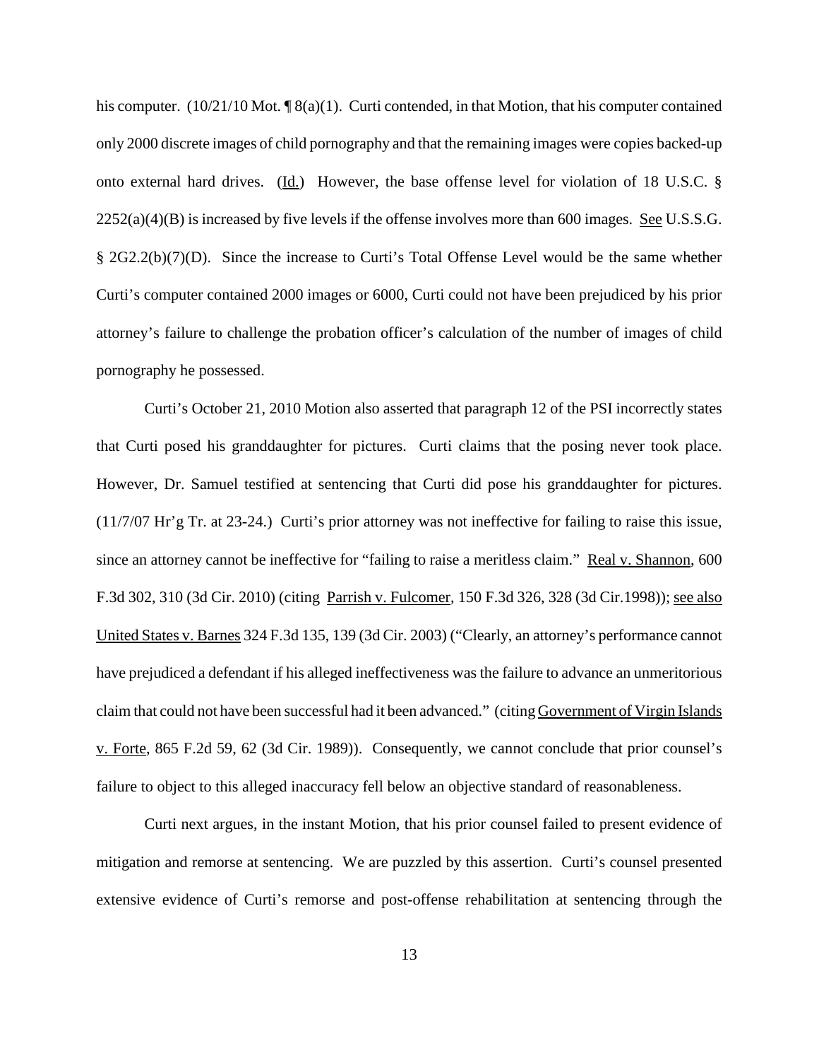his computer. (10/21/10 Mot. ¶ 8(a)(1). Curti contended, in that Motion, that his computer contained only 2000 discrete images of child pornography and that the remaining images were copies backed-up onto external hard drives. (Id.) However, the base offense level for violation of 18 U.S.C. § 2252(a)(4)(B) is increased by five levels if the offense involves more than 600 images. See U.S.S.G. § 2G2.2(b)(7)(D). Since the increase to Curti's Total Offense Level would be the same whether Curti's computer contained 2000 images or 6000, Curti could not have been prejudiced by his prior attorney's failure to challenge the probation officer's calculation of the number of images of child pornography he possessed.

Curti's October 21, 2010 Motion also asserted that paragraph 12 of the PSI incorrectly states that Curti posed his granddaughter for pictures. Curti claims that the posing never took place. However, Dr. Samuel testified at sentencing that Curti did pose his granddaughter for pictures. (11/7/07 Hr'g Tr. at 23-24.) Curti's prior attorney was not ineffective for failing to raise this issue, since an attorney cannot be ineffective for "failing to raise a meritless claim." Real v. Shannon, 600 F.3d 302, 310 (3d Cir. 2010) (citing Parrish v. Fulcomer, 150 F.3d 326, 328 (3d Cir.1998)); see also United States v. Barnes 324 F.3d 135, 139 (3d Cir. 2003) ("Clearly, an attorney's performance cannot have prejudiced a defendant if his alleged ineffectiveness was the failure to advance an unmeritorious claim that could not have been successful had it been advanced." (citing Government of Virgin Islands v. Forte, 865 F.2d 59, 62 (3d Cir. 1989)). Consequently, we cannot conclude that prior counsel's failure to object to this alleged inaccuracy fell below an objective standard of reasonableness.

Curti next argues, in the instant Motion, that his prior counsel failed to present evidence of mitigation and remorse at sentencing. We are puzzled by this assertion. Curti's counsel presented extensive evidence of Curti's remorse and post-offense rehabilitation at sentencing through the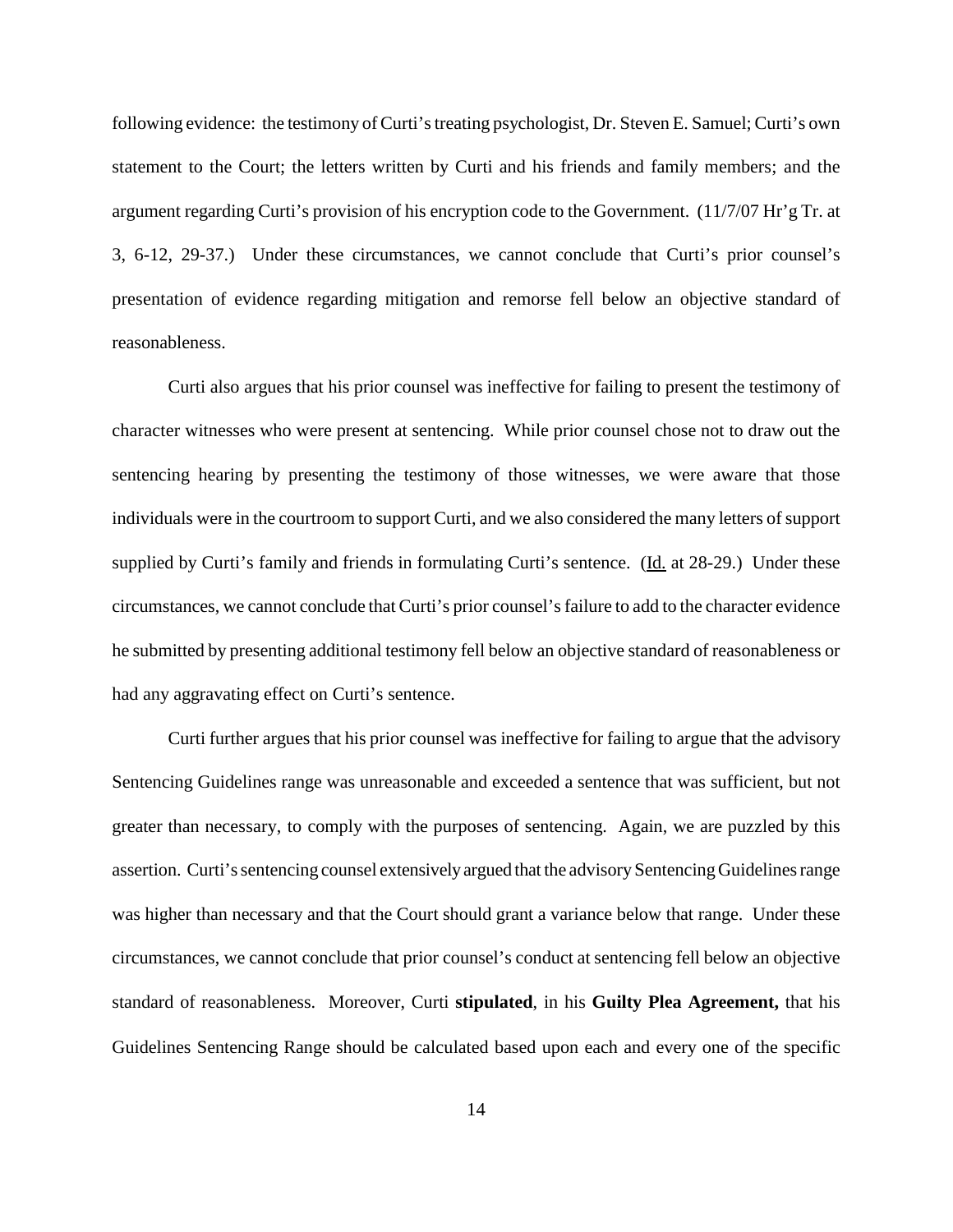following evidence: the testimony of Curti's treating psychologist, Dr. Steven E. Samuel; Curti's own statement to the Court; the letters written by Curti and his friends and family members; and the argument regarding Curti's provision of his encryption code to the Government. (11/7/07 Hr'g Tr. at 3, 6-12, 29-37.) Under these circumstances, we cannot conclude that Curti's prior counsel's presentation of evidence regarding mitigation and remorse fell below an objective standard of reasonableness.

Curti also argues that his prior counsel was ineffective for failing to present the testimony of character witnesses who were present at sentencing. While prior counsel chose not to draw out the sentencing hearing by presenting the testimony of those witnesses, we were aware that those individuals were in the courtroom to support Curti, and we also considered the many letters of support supplied by Curti's family and friends in formulating Curti's sentence. (Id. at 28-29.) Under these circumstances, we cannot conclude that Curti's prior counsel's failure to add to the character evidence he submitted by presenting additional testimony fell below an objective standard of reasonableness or had any aggravating effect on Curti's sentence.

Curti further argues that his prior counsel was ineffective for failing to argue that the advisory Sentencing Guidelines range was unreasonable and exceeded a sentence that was sufficient, but not greater than necessary, to comply with the purposes of sentencing. Again, we are puzzled by this assertion. Curti's sentencing counsel extensively argued that the advisory Sentencing Guidelines range was higher than necessary and that the Court should grant a variance below that range. Under these circumstances, we cannot conclude that prior counsel's conduct at sentencing fell below an objective standard of reasonableness. Moreover, Curti **stipulated**, in his **Guilty Plea Agreement,** that his Guidelines Sentencing Range should be calculated based upon each and every one of the specific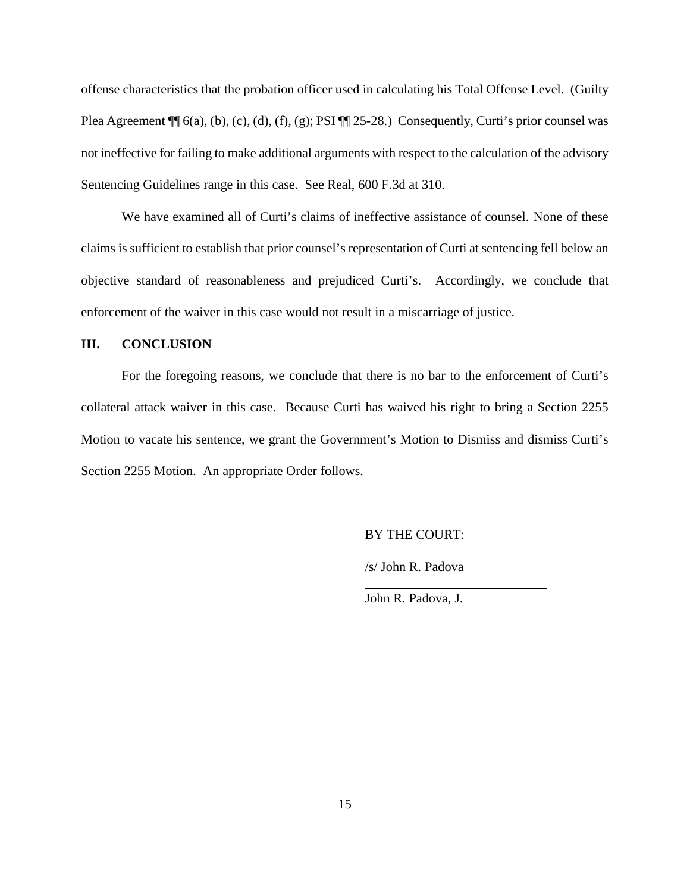offense characteristics that the probation officer used in calculating his Total Offense Level. (Guilty Plea Agreement ¶¶ 6(a), (b), (c), (d), (f), (g); PSI ¶¶ 25-28.) Consequently, Curti's prior counsel was not ineffective for failing to make additional arguments with respect to the calculation of the advisory Sentencing Guidelines range in this case. See Real, 600 F.3d at 310.

We have examined all of Curti's claims of ineffective assistance of counsel. None of these claims is sufficient to establish that prior counsel's representation of Curti at sentencing fell below an objective standard of reasonableness and prejudiced Curti's. Accordingly, we conclude that enforcement of the waiver in this case would not result in a miscarriage of justice.

## III. CONCLUSION

For the foregoing reasons, we conclude that there is no bar to the enforcement of Curti's collateral attack waiver in this case. Because Curti has waived his right to bring a Section 2255 Motion to vacate his sentence, we grant the Government's Motion to Dismiss and dismiss Curti's Section 2255 Motion. An appropriate Order follows.

BY THE COURT:

/s/ John R. Padova

John R. Padova, J.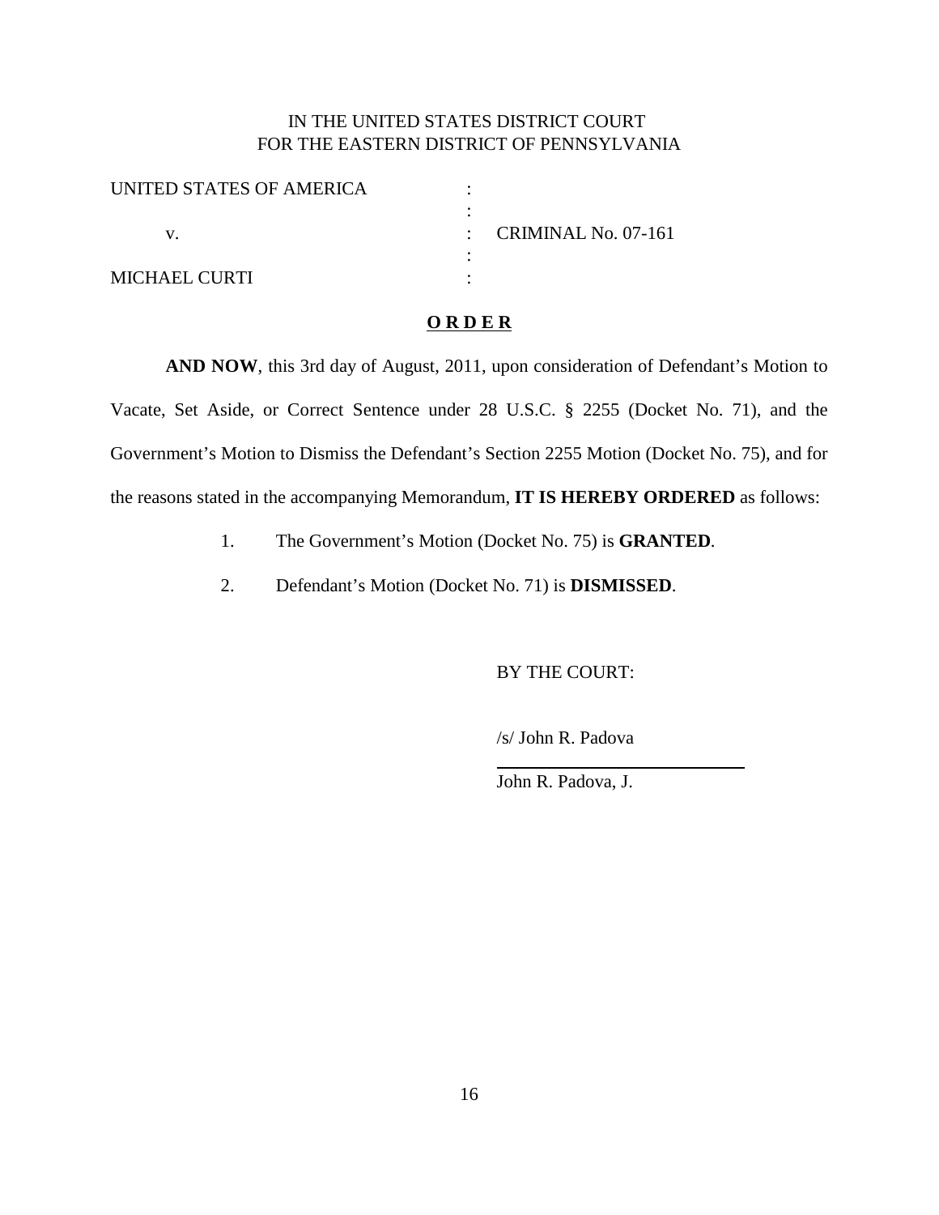IN THE UNITED STATES DISTRICT COURT
FOR THE EASTERN DISTRICT OF PENNSYLVANIA

| | | |
|---|---|---|
| UNITED STATES OF AMERICA | : | |
| | : | |
| v. | : | CRIMINAL No. 07-161 |
| | : | |
| MICHAEL CURTI | : | |

**O R D E R**

**AND NOW**, this 3rd day of August, 2011, upon consideration of Defendant's Motion to Vacate, Set Aside, or Correct Sentence under 28 U.S.C. § 2255 (Docket No. 71), and the Government's Motion to Dismiss the Defendant's Section 2255 Motion (Docket No. 75), and for the reasons stated in the accompanying Memorandum, **IT IS HEREBY ORDERED** as follows:

1. The Government's Motion (Docket No. 75) is **GRANTED**.

2. Defendant's Motion (Docket No. 71) is **DISMISSED**.

BY THE COURT:

/s/ John R. Padova

John R. Padova, J.